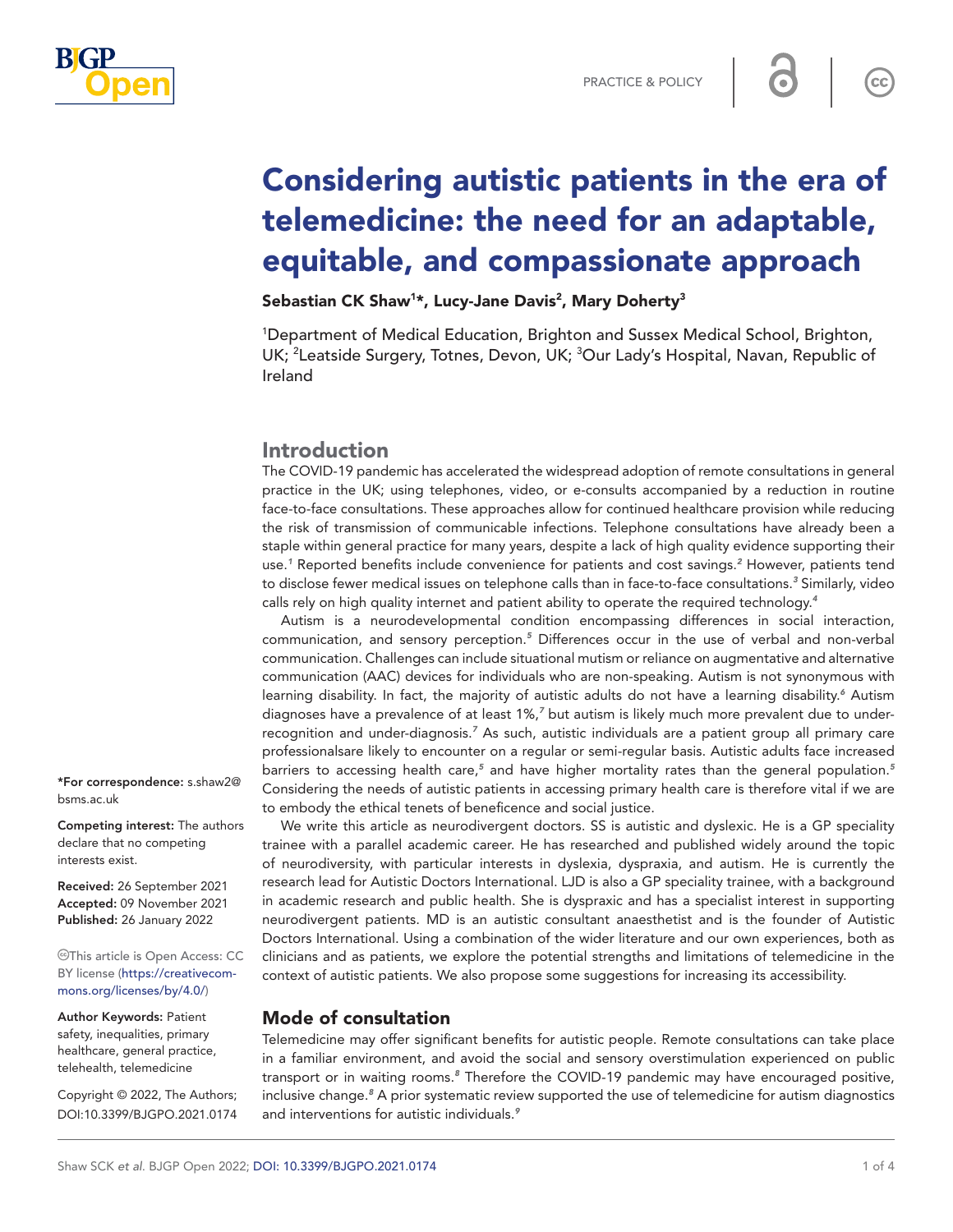# Considering autistic patients in the era of telemedicine: the need for an adaptable, equitable, and compassionate approach

**Sebastian CK Shaw[1]*, Lucy-Jane Davis[2], Mary Doherty[3]**

[1]Department of Medical Education, Brighton and Sussex Medical School, Brighton, UK; [2]Leatside Surgery, Totnes, Devon, UK; [3]Our Lady's Hospital, Navan, Republic of Ireland

**\*For correspondence:** s.shaw2@bsms.ac.uk

**Competing interest:** The authors declare that no competing interests exist.

**Received:** 26 September 2021
**Accepted:** 09 November 2021
**Published:** 26 January 2022

This article is Open Access: CC BY license (https://creativecommons.org/licenses/by/4.0/)

**Author Keywords:** Patient safety, inequalities, primary healthcare, general practice, telehealth, telemedicine

Copyright © 2022, The Authors; DOI:10.3399/BJGPO.2021.0174

## Introduction

The COVID-19 pandemic has accelerated the widespread adoption of remote consultations in general practice in the UK; using telephones, video, or e-consults accompanied by a reduction in routine face-to-face consultations. These approaches allow for continued healthcare provision while reducing the risk of transmission of communicable infections. Telephone consultations have already been a staple within general practice for many years, despite a lack of high quality evidence supporting their use.[1] Reported benefits include convenience for patients and cost savings.[2] However, patients tend to disclose fewer medical issues on telephone calls than in face-to-face consultations.[3] Similarly, video calls rely on high quality internet and patient ability to operate the required technology.[4]

Autism is a neurodevelopmental condition encompassing differences in social interaction, communication, and sensory perception.[5] Differences occur in the use of verbal and non-verbal communication. Challenges can include situational mutism or reliance on augmentative and alternative communication (AAC) devices for individuals who are non-speaking. Autism is not synonymous with learning disability. In fact, the majority of autistic adults do not have a learning disability.[6] Autism diagnoses have a prevalence of at least 1%,[7] but autism is likely much more prevalent due to under-recognition and under-diagnosis.[7] As such, autistic individuals are a patient group all primary care professionalsare likely to encounter on a regular or semi-regular basis. Autistic adults face increased barriers to accessing health care,[5] and have higher mortality rates than the general population.[5] Considering the needs of autistic patients in accessing primary health care is therefore vital if we are to embody the ethical tenets of beneficence and social justice.

We write this article as neurodivergent doctors. SS is autistic and dyslexic. He is a GP speciality trainee with a parallel academic career. He has researched and published widely around the topic of neurodiversity, with particular interests in dyslexia, dyspraxia, and autism. He is currently the research lead for Autistic Doctors International. LJD is also a GP speciality trainee, with a background in academic research and public health. She is dyspraxic and has a specialist interest in supporting neurodivergent patients. MD is an autistic consultant anaesthetist and is the founder of Autistic Doctors International. Using a combination of the wider literature and our own experiences, both as clinicians and as patients, we explore the potential strengths and limitations of telemedicine in the context of autistic patients. We also propose some suggestions for increasing its accessibility.

## Mode of consultation

Telemedicine may offer significant benefits for autistic people. Remote consultations can take place in a familiar environment, and avoid the social and sensory overstimulation experienced on public transport or in waiting rooms.[8] Therefore the COVID-19 pandemic may have encouraged positive, inclusive change.[8] A prior systematic review supported the use of telemedicine for autism diagnostics and interventions for autistic individuals.[9]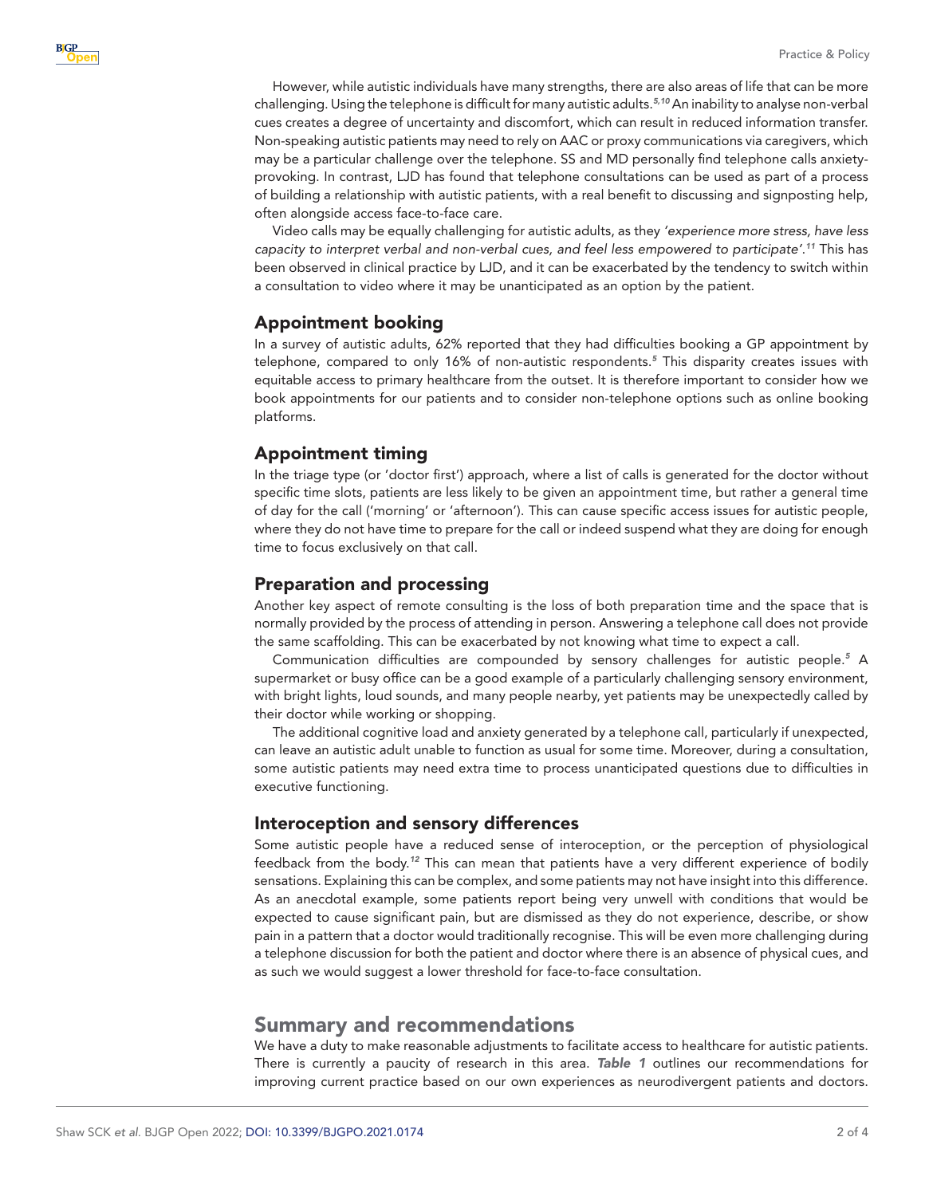However, while autistic individuals have many strengths, there are also areas of life that can be more challenging. Using the telephone is difficult for many autistic adults.[5,10] An inability to analyse non-verbal cues creates a degree of uncertainty and discomfort, which can result in reduced information transfer. Non-speaking autistic patients may need to rely on AAC or proxy communications via caregivers, which may be a particular challenge over the telephone. SS and MD personally find telephone calls anxiety-provoking. In contrast, LJD has found that telephone consultations can be used as part of a process of building a relationship with autistic patients, with a real benefit to discussing and signposting help, often alongside access face-to-face care.

Video calls may be equally challenging for autistic adults, as they *'experience more stress, have less capacity to interpret verbal and non-verbal cues, and feel less empowered to participate'*.[11] This has been observed in clinical practice by LJD, and it can be exacerbated by the tendency to switch within a consultation to video where it may be unanticipated as an option by the patient.

## Appointment booking

In a survey of autistic adults, 62% reported that they had difficulties booking a GP appointment by telephone, compared to only 16% of non-autistic respondents.[5] This disparity creates issues with equitable access to primary healthcare from the outset. It is therefore important to consider how we book appointments for our patients and to consider non-telephone options such as online booking platforms.

## Appointment timing

In the triage type (or 'doctor first') approach, where a list of calls is generated for the doctor without specific time slots, patients are less likely to be given an appointment time, but rather a general time of day for the call ('morning' or 'afternoon'). This can cause specific access issues for autistic people, where they do not have time to prepare for the call or indeed suspend what they are doing for enough time to focus exclusively on that call.

## Preparation and processing

Another key aspect of remote consulting is the loss of both preparation time and the space that is normally provided by the process of attending in person. Answering a telephone call does not provide the same scaffolding. This can be exacerbated by not knowing what time to expect a call.

Communication difficulties are compounded by sensory challenges for autistic people.[5] A supermarket or busy office can be a good example of a particularly challenging sensory environment, with bright lights, loud sounds, and many people nearby, yet patients may be unexpectedly called by their doctor while working or shopping.

The additional cognitive load and anxiety generated by a telephone call, particularly if unexpected, can leave an autistic adult unable to function as usual for some time. Moreover, during a consultation, some autistic patients may need extra time to process unanticipated questions due to difficulties in executive functioning.

## Interoception and sensory differences

Some autistic people have a reduced sense of interoception, or the perception of physiological feedback from the body.[12] This can mean that patients have a very different experience of bodily sensations. Explaining this can be complex, and some patients may not have insight into this difference. As an anecdotal example, some patients report being very unwell with conditions that would be expected to cause significant pain, but are dismissed as they do not experience, describe, or show pain in a pattern that a doctor would traditionally recognise. This will be even more challenging during a telephone discussion for both the patient and doctor where there is an absence of physical cues, and as such we would suggest a lower threshold for face-to-face consultation.

# Summary and recommendations

We have a duty to make reasonable adjustments to facilitate access to healthcare for autistic patients. There is currently a paucity of research in this area. ***Table 1*** outlines our recommendations for improving current practice based on our own experiences as neurodivergent patients and doctors.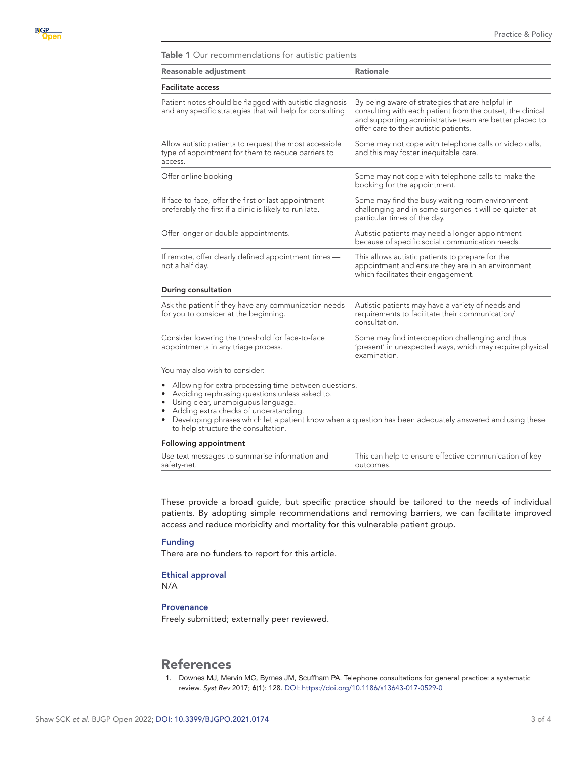**Table 1** Our recommendations for autistic patients

| Reasonable adjustment | Rationale |
|---|---|
| **Facilitate access** | |
| Patient notes should be flagged with autistic diagnosis and any specific strategies that will help for consulting | By being aware of strategies that are helpful in consulting with each patient from the outset, the clinical and supporting administrative team are better placed to offer care to their autistic patients. |
| Allow autistic patients to request the most accessible type of appointment for them to reduce barriers to access. | Some may not cope with telephone calls or video calls, and this may foster inequitable care. |
| Offer online booking | Some may not cope with telephone calls to make the booking for the appointment. |
| If face-to-face, offer the first or last appointment — preferably the first if a clinic is likely to run late. | Some may find the busy waiting room environment challenging and in some surgeries it will be quieter at particular times of the day. |
| Offer longer or double appointments. | Autistic patients may need a longer appointment because of specific social communication needs. |
| If remote, offer clearly defined appointment times — not a half day. | This allows autistic patients to prepare for the appointment and ensure they are in an environment which facilitates their engagement. |
| **During consultation** | |
| Ask the patient if they have any communication needs for you to consider at the beginning. | Autistic patients may have a variety of needs and requirements to facilitate their communication/consultation. |
| Consider lowering the threshold for face-to-face appointments in any triage process. | Some may find interoception challenging and thus 'present' in unexpected ways, which may require physical examination. |
| You may also wish to consider:<br>• Allowing for extra processing time between questions.<br>• Avoiding rephrasing questions unless asked to.<br>• Using clear, unambiguous language.<br>• Adding extra checks of understanding.<br>• Developing phrases which let a patient know when a question has been adequately answered and using these to help structure the consultation. | |
| **Following appointment** | |
| Use text messages to summarise information and safety-net. | This can help to ensure effective communication of key outcomes. |

These provide a broad guide, but specific practice should be tailored to the needs of individual patients. By adopting simple recommendations and removing barriers, we can facilitate improved access and reduce morbidity and mortality for this vulnerable patient group.

### Funding

There are no funders to report for this article.

### Ethical approval

N/A

### Provenance

Freely submitted; externally peer reviewed.

## References

1. Downes MJ, Mervin MC, Byrnes JM, Scuffham PA. Telephone consultations for general practice: a systematic review. *Syst Rev* 2017; **6**(**1**): 128. DOI: https://doi.org/10.1186/s13643-017-0529-0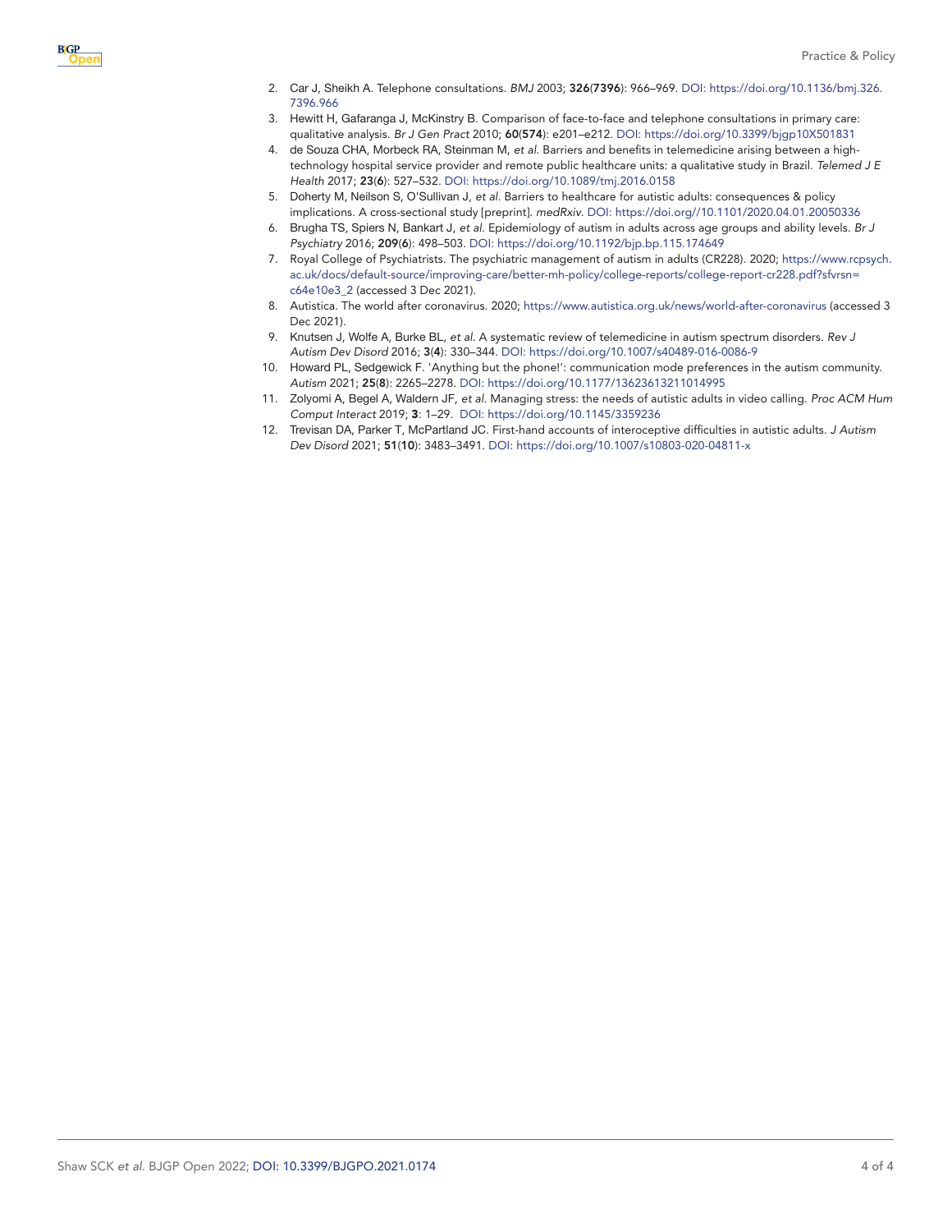2. Car J, Sheikh A. Telephone consultations. *BMJ* 2003; **326**(**7396**): 966–969. DOI: https://doi.org/10.1136/bmj.326.7396.966
3. Hewitt H, Gafaranga J, McKinstry B. Comparison of face-to-face and telephone consultations in primary care: qualitative analysis. *Br J Gen Pract* 2010; **60**(**574**): e201–e212. DOI: https://doi.org/10.3399/bjgp10X501831
4. de Souza CHA, Morbeck RA, Steinman M, *et al*. Barriers and benefits in telemedicine arising between a high-technology hospital service provider and remote public healthcare units: a qualitative study in Brazil. *Telemed J E Health* 2017; **23**(**6**): 527–532. DOI: https://doi.org/10.1089/tmj.2016.0158
5. Doherty M, Neilson S, O'Sullivan J, *et al*. Barriers to healthcare for autistic adults: consequences & policy implications. A cross-sectional study [preprint]. *medRxiv*. DOI: https://doi.org//10.1101/2020.04.01.20050336
6. Brugha TS, Spiers N, Bankart J, *et al*. Epidemiology of autism in adults across age groups and ability levels. *Br J Psychiatry* 2016; **209**(**6**): 498–503. DOI: https://doi.org/10.1192/bjp.bp.115.174649
7. Royal College of Psychiatrists. The psychiatric management of autism in adults (CR228). 2020; https://www.rcpsych.ac.uk/docs/default-source/improving-care/better-mh-policy/college-reports/college-report-cr228.pdf?sfvrsn=c64e10e3_2 (accessed 3 Dec 2021).
8. Autistica. The world after coronavirus. 2020; https://www.autistica.org.uk/news/world-after-coronavirus (accessed 3 Dec 2021).
9. Knutsen J, Wolfe A, Burke BL, *et al*. A systematic review of telemedicine in autism spectrum disorders. *Rev J Autism Dev Disord* 2016; **3**(**4**): 330–344. DOI: https://doi.org/10.1007/s40489-016-0086-9
10. Howard PL, Sedgewick F. 'Anything but the phone!': communication mode preferences in the autism community. *Autism* 2021; **25**(**8**): 2265–2278. DOI: https://doi.org/10.1177/13623613211014995
11. Zolyomi A, Begel A, Waldern JF, *et al*. Managing stress: the needs of autistic adults in video calling. *Proc ACM Hum Comput Interact* 2019; **3**: 1–29. DOI: https://doi.org/10.1145/3359236
12. Trevisan DA, Parker T, McPartland JC. First-hand accounts of interoceptive difficulties in autistic adults. *J Autism Dev Disord* 2021; **51**(**10**): 3483–3491. DOI: https://doi.org/10.1007/s10803-020-04811-x